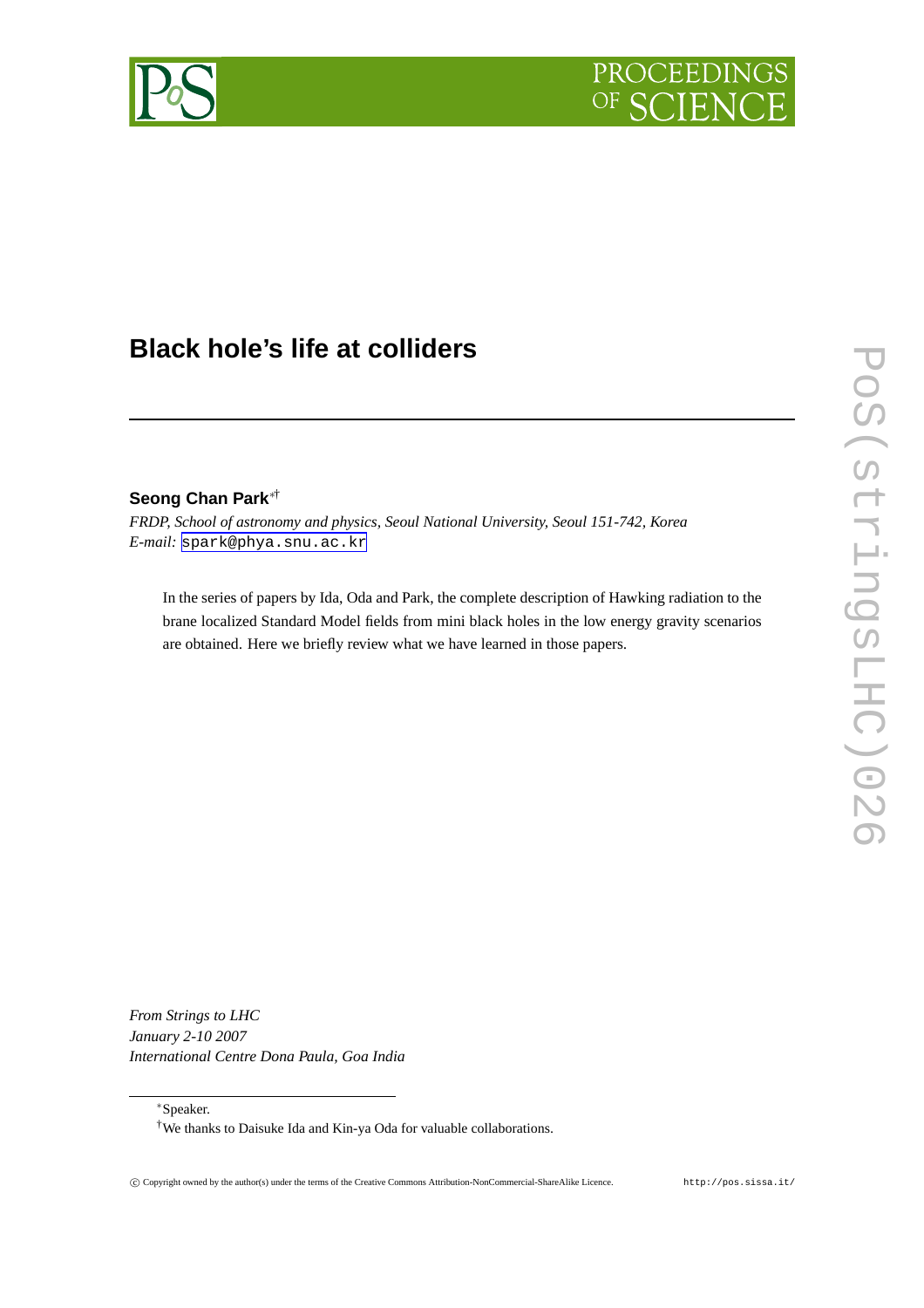# Black hole's life at colliders

**Seong Chan Park**[*][†]

*FRDP, School of astronomy and physics, Seoul National University, Seoul 151-742, Korea*
*E-mail:* spark@phya.snu.ac.kr

In the series of papers by Ida, Oda and Park, the complete description of Hawking radiation to the brane localized Standard Model fields from mini black holes in the low energy gravity scenarios are obtained. Here we briefly review what we have learned in those papers.

*From Strings to LHC*
*January 2-10 2007*
*International Centre Dona Paula, Goa India*

[*] Speaker.

[†] We thanks to Daisuke Ida and Kin-ya Oda for valuable collaborations.

© Copyright owned by the author(s) under the terms of the Creative Commons Attribution-NonCommercial-ShareAlike Licence. http://pos.sissa.it/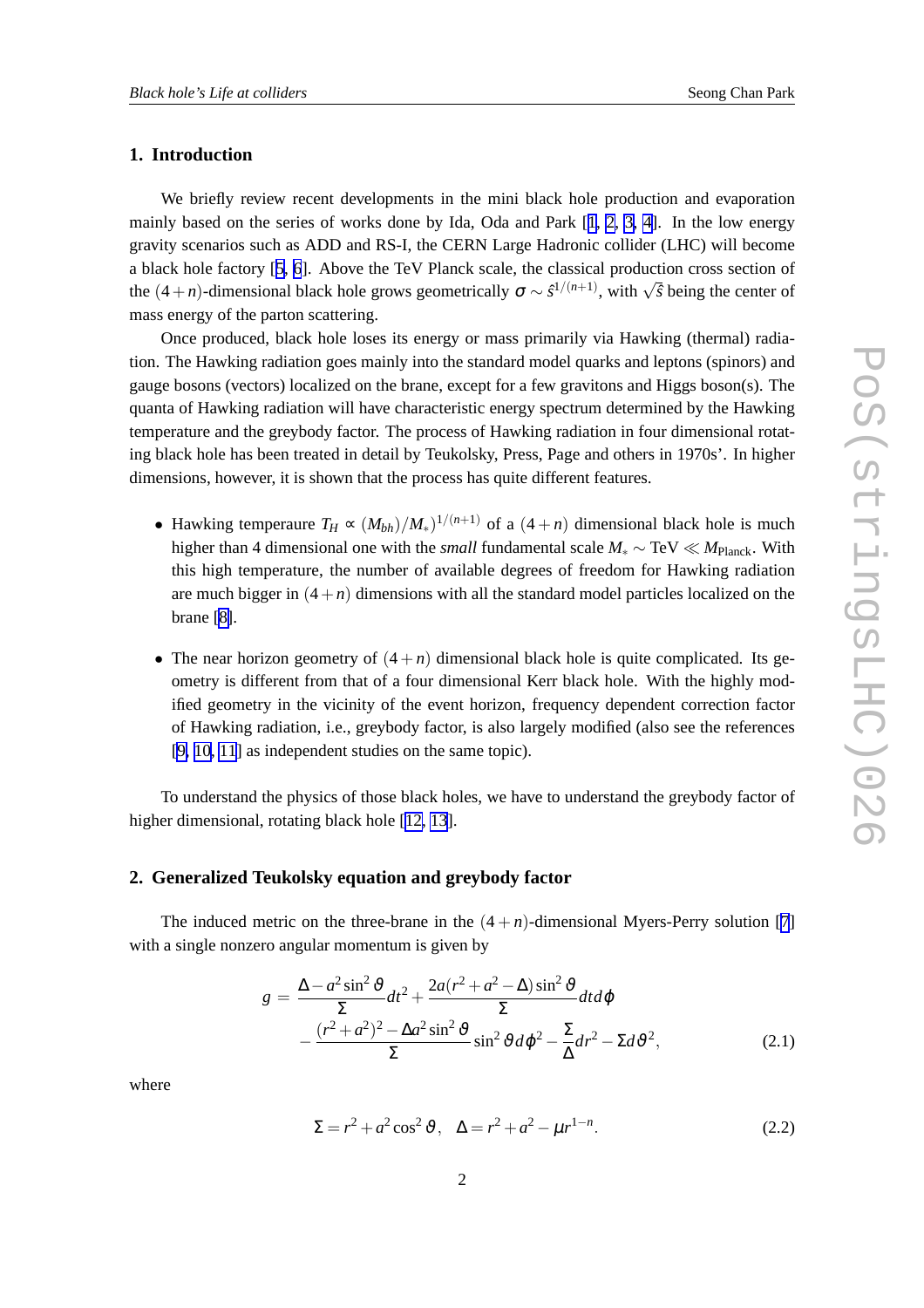## 1. Introduction

We briefly review recent developments in the mini black hole production and evaporation mainly based on the series of works done by Ida, Oda and Park [1, 2, 3, 4]. In the low energy gravity scenarios such as ADD and RS-I, the CERN Large Hadronic collider (LHC) will become a black hole factory [5, 6]. Above the TeV Planck scale, the classical production cross section of the $(4+n)$-dimensional black hole grows geometrically $\sigma \sim \hat{s}^{1/(n+1)}$, with $\sqrt{\hat{s}}$ being the center of mass energy of the parton scattering.

Once produced, black hole loses its energy or mass primarily via Hawking (thermal) radiation. The Hawking radiation goes mainly into the standard model quarks and leptons (spinors) and gauge bosons (vectors) localized on the brane, except for a few gravitons and Higgs boson(s). The quanta of Hawking radiation will have characteristic energy spectrum determined by the Hawking temperature and the greybody factor. The process of Hawking radiation in four dimensional rotating black hole has been treated in detail by Teukolsky, Press, Page and others in 1970s'. In higher dimensions, however, it is shown that the process has quite different features.

- Hawking temperaure $T_H \propto (M_{bh})/M_*)^{1/(n+1)}$ of a $(4+n)$ dimensional black hole is much higher than 4 dimensional one with the *small* fundamental scale $M_* \sim \text{TeV} \ll M_{\text{Planck}}$. With this high temperature, the number of available degrees of freedom for Hawking radiation are much bigger in $(4+n)$ dimensions with all the standard model particles localized on the brane [8].
- The near horizon geometry of $(4+n)$ dimensional black hole is quite complicated. Its geometry is different from that of a four dimensional Kerr black hole. With the highly modified geometry in the vicinity of the event horizon, frequency dependent correction factor of Hawking radiation, i.e., greybody factor, is also largely modified (also see the references [9, 10, 11] as independent studies on the same topic).

To understand the physics of those black holes, we have to understand the greybody factor of higher dimensional, rotating black hole [12, 13].

## 2. Generalized Teukolsky equation and greybody factor

The induced metric on the three-brane in the $(4+n)$-dimensional Myers-Perry solution [7] with a single nonzero angular momentum is given by

$$
\begin{aligned}
g = &\frac{\Delta - a^2\sin^2\vartheta}{\Sigma}dt^2 + \frac{2a(r^2+a^2-\Delta)\sin^2\vartheta}{\Sigma}dt d\varphi \\
&- \frac{(r^2+a^2)^2 - \Delta a^2\sin^2\vartheta}{\Sigma}\sin^2\vartheta d\varphi^2 - \frac{\Sigma}{\Delta}dr^2 - \Sigma d\vartheta^2, \qquad (2.1)
\end{aligned}
$$

where

$$
\Sigma = r^2 + a^2\cos^2\vartheta, \quad \Delta = r^2 + a^2 - \mu r^{1-n}. \qquad (2.2)
$$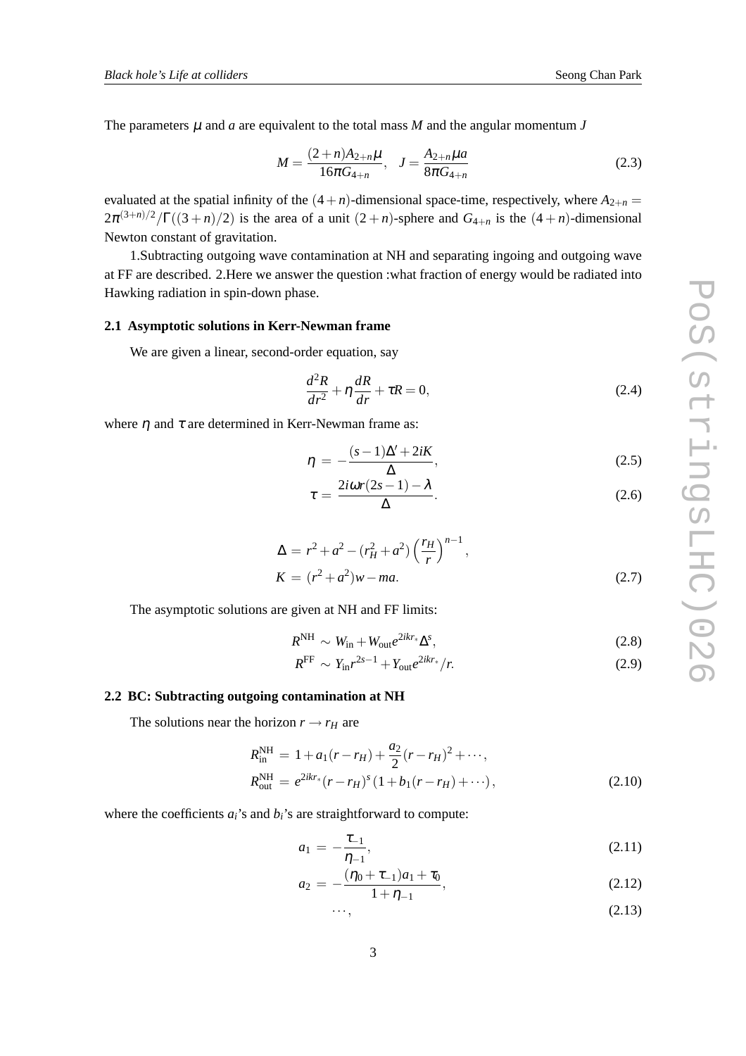The parameters $\mu$ and $a$ are equivalent to the total mass $M$ and the angular momentum $J$

$$M = \frac{(2+n)A_{2+n}\mu}{16\pi G_{4+n}}, \quad J = \frac{A_{2+n}\mu a}{8\pi G_{4+n}} \tag{2.3}$$

evaluated at the spatial infinity of the $(4+n)$-dimensional space-time, respectively, where $A_{2+n} = 2\pi^{(3+n)/2}/\Gamma((3+n)/2)$ is the area of a unit $(2+n)$-sphere and $G_{4+n}$ is the $(4+n)$-dimensional Newton constant of gravitation.

1.Subtracting outgoing wave contamination at NH and separating ingoing and outgoing wave at FF are described. 2.Here we answer the question :what fraction of energy would be radiated into Hawking radiation in spin-down phase.

### 2.1 Asymptotic solutions in Kerr-Newman frame

We are given a linear, second-order equation, say

$$\frac{d^2R}{dr^2} + \eta\frac{dR}{dr} + \tau R = 0, \tag{2.4}$$

where $\eta$ and $\tau$ are determined in Kerr-Newman frame as:

$$\eta = -\frac{(s-1)\Delta' + 2iK}{\Delta}, \tag{2.5}$$

$$\tau = \frac{2i\omega r(2s-1) - \lambda}{\Delta}. \tag{2.6}$$

$$\begin{aligned} \Delta &= r^2 + a^2 - (r_H^2 + a^2)\left(\frac{r_H}{r}\right)^{n-1}, \\ K &= (r^2+a^2)w - ma. \end{aligned} \tag{2.7}$$

The asymptotic solutions are given at NH and FF limits:

$$R^{\rm NH} \sim W_{\rm in} + W_{\rm out} e^{2ikr_*}\Delta^s, \tag{2.8}$$

$$R^{\rm FF} \sim Y_{\rm in} r^{2s-1} + Y_{\rm out} e^{2ikr_*}/r. \tag{2.9}$$

### 2.2 BC: Subtracting outgoing contamination at NH

The solutions near the horizon $r \to r_H$ are

$$\begin{aligned} R^{\rm NH}_{\rm in} &= 1 + a_1(r-r_H) + \frac{a_2}{2}(r-r_H)^2 + \cdots, \\ R^{\rm NH}_{\rm out} &= e^{2ikr_*}(r-r_H)^s\left(1 + b_1(r-r_H) + \cdots\right), \end{aligned} \tag{2.10}$$

where the coefficients $a_i$'s and $b_i$'s are straightforward to compute:

$$a_1 = -\frac{\tau_{-1}}{\eta_{-1}}, \tag{2.11}$$

$$a_2 = -\frac{(\eta_0 + \tau_{-1})a_1 + \tau_0}{1 + \eta_{-1}}, \tag{2.12}$$

$$\cdots, \tag{2.13}$$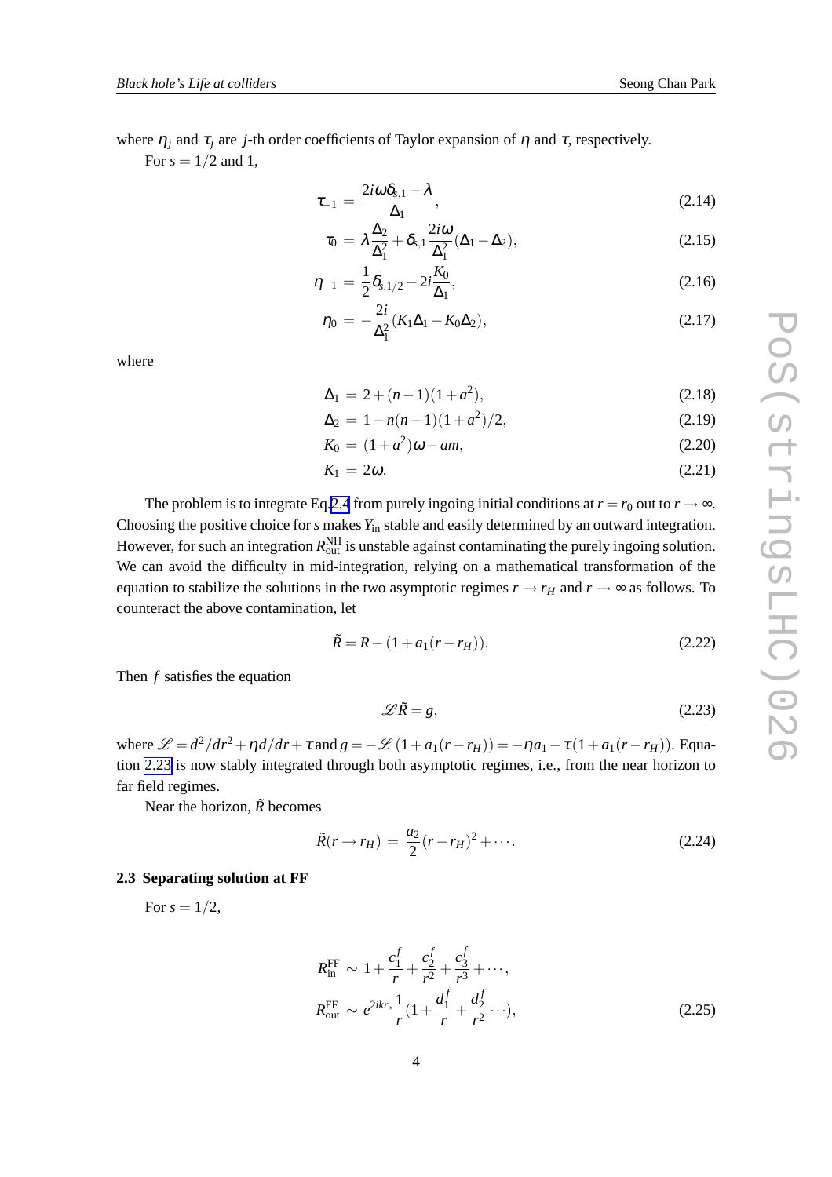where $\eta_j$ and $\tau_j$ are $j$-th order coefficients of Taylor expansion of $\eta$ and $\tau$, respectively.

For $s = 1/2$ and 1,

$$\tau_{-1} = \frac{2i\omega\delta_{s,1} - \lambda}{\Delta_1}, \tag{2.14}$$

$$\tau_0 = \lambda\frac{\Delta_2}{\Delta_1^2} + \delta_{s,1}\frac{2i\omega}{\Delta_1^2}(\Delta_1 - \Delta_2), \tag{2.15}$$

$$\eta_{-1} = \frac{1}{2}\delta_{s,1/2} - 2i\frac{K_0}{\Delta_1}, \tag{2.16}$$

$$\eta_0 = -\frac{2i}{\Delta_1^2}(K_1\Delta_1 - K_0\Delta_2), \tag{2.17}$$

where

$$\Delta_1 = 2 + (n-1)(1+a^2), \tag{2.18}$$

$$\Delta_2 = 1 - n(n-1)(1+a^2)/2, \tag{2.19}$$

$$K_0 = (1+a^2)\omega - am, \tag{2.20}$$

$$K_1 = 2\omega. \tag{2.21}$$

The problem is to integrate Eq.2.4 from purely ingoing initial conditions at $r = r_0$ out to $r \to \infty$. Choosing the positive choice for $s$ makes $Y_{\rm in}$ stable and easily determined by an outward integration. However, for such an integration $R_{\rm out}^{\rm NH}$ is unstable against contaminating the purely ingoing solution. We can avoid the difficulty in mid-integration, relying on a mathematical transformation of the equation to stabilize the solutions in the two asymptotic regimes $r \to r_H$ and $r \to \infty$ as follows. To counteract the above contamination, let

$$\tilde{R} = R - (1 + a_1(r - r_H)). \tag{2.22}$$

Then $f$ satisfies the equation

$$\mathscr{L}\tilde{R} = g, \tag{2.23}$$

where $\mathscr{L} = d^2/dr^2 + \eta d/dr + \tau$ and $g = -\mathscr{L}(1 + a_1(r - r_H)) = -\eta a_1 - \tau(1 + a_1(r - r_H))$. Equation 2.23 is now stably integrated through both asymptotic regimes, i.e., from the near horizon to far field regimes.

Near the horizon, $\tilde{R}$ becomes

$$\tilde{R}(r \to r_H) = \frac{a_2}{2}(r - r_H)^2 + \cdots. \tag{2.24}$$

### 2.3 Separating solution at FF

For $s = 1/2$,

$$R_{\rm in}^{\rm FF} \sim 1 + \frac{c_1^f}{r} + \frac{c_2^f}{r^2} + \frac{c_3^f}{r^3} + \cdots,$$
$$R_{\rm out}^{\rm FF} \sim e^{2ikr_*}\frac{1}{r}(1 + \frac{d_1^f}{r} + \frac{d_2^f}{r^2}\cdots), \tag{2.25}$$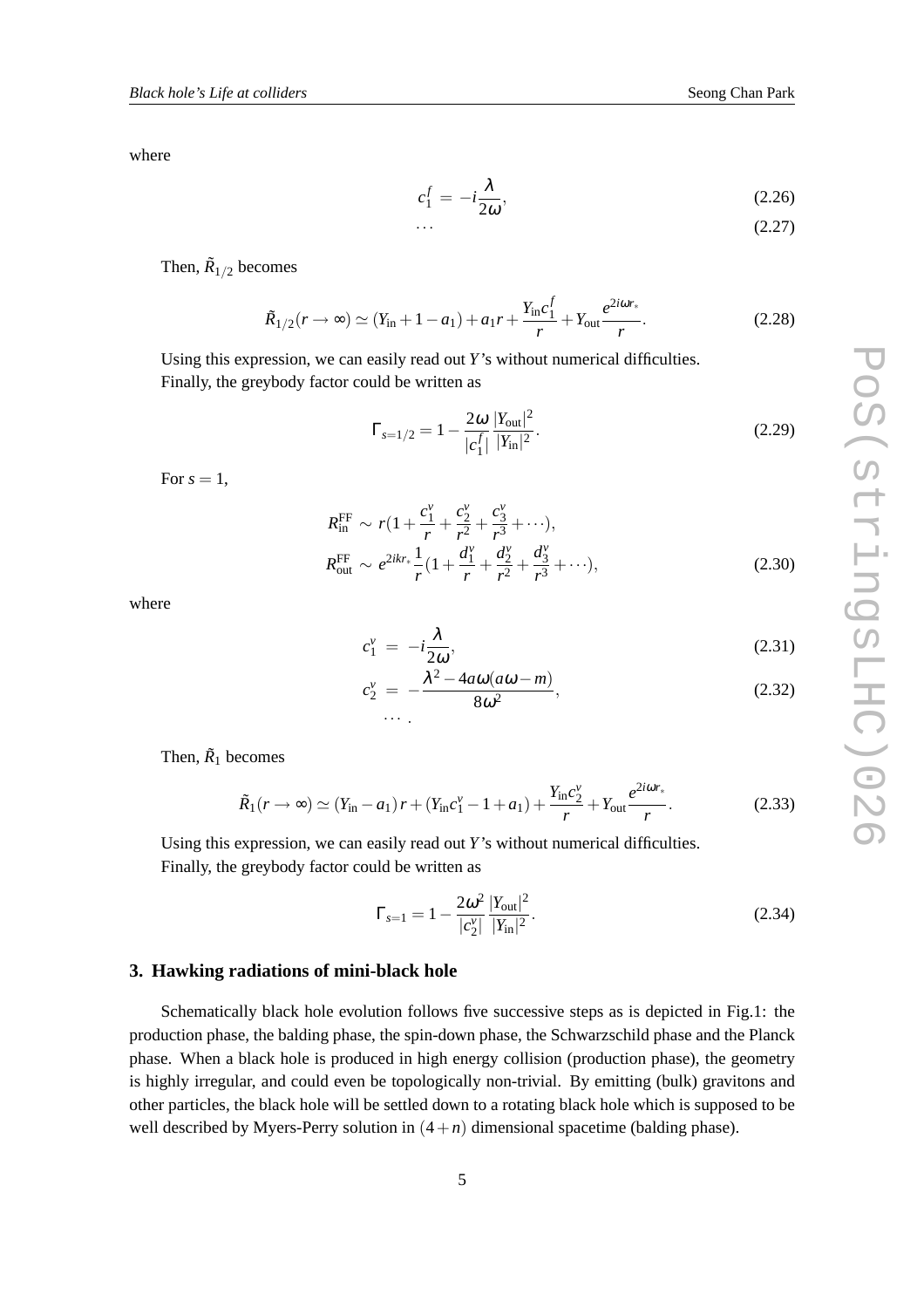where

$$c_1^f = -i\frac{\lambda}{2\omega}, \tag{2.26}$$

$$\cdots \tag{2.27}$$

Then, $\tilde{R}_{1/2}$ becomes

$$\tilde{R}_{1/2}(r \to \infty) \simeq (Y_{\rm in} + 1 - a_1) + a_1 r + \frac{Y_{\rm in} c_1^f}{r} + Y_{\rm out}\frac{e^{2i\omega r_*}}{r}. \tag{2.28}$$

Using this expression, we can easily read out $Y$'s without numerical difficulties. Finally, the greybody factor could be written as

$$\Gamma_{s=1/2} = 1 - \frac{2\omega}{|c_1^f|}\frac{|Y_{\rm out}|^2}{|Y_{\rm in}|^2}. \tag{2.29}$$

For $s = 1$,

$$\begin{aligned} R_{\rm in}^{\rm FF} &\sim r\left(1 + \frac{c_1^v}{r} + \frac{c_2^v}{r^2} + \frac{c_3^v}{r^3} + \cdots\right), \\ R_{\rm out}^{\rm FF} &\sim e^{2ikr_*}\frac{1}{r}\left(1 + \frac{d_1^v}{r} + \frac{d_2^v}{r^2} + \frac{d_3^v}{r^3} + \cdots\right), \end{aligned} \tag{2.30}$$

where

$$c_1^v = -i\frac{\lambda}{2\omega}, \tag{2.31}$$

$$c_2^v = -\frac{\lambda^2 - 4a\omega(a\omega - m)}{8\omega^2}, \tag{2.32}$$

$$\cdots .$$

Then, $\tilde{R}_1$ becomes

$$\tilde{R}_1(r \to \infty) \simeq (Y_{\rm in} - a_1)\, r + (Y_{\rm in} c_1^v - 1 + a_1) + \frac{Y_{\rm in} c_2^v}{r} + Y_{\rm out}\frac{e^{2i\omega r_*}}{r}. \tag{2.33}$$

Using this expression, we can easily read out $Y$'s without numerical difficulties. Finally, the greybody factor could be written as

$$\Gamma_{s=1} = 1 - \frac{2\omega^2}{|c_2^v|}\frac{|Y_{\rm out}|^2}{|Y_{\rm in}|^2}. \tag{2.34}$$

## 3. Hawking radiations of mini-black hole

Schematically black hole evolution follows five successive steps as is depicted in Fig.1: the production phase, the balding phase, the spin-down phase, the Schwarzschild phase and the Planck phase. When a black hole is produced in high energy collision (production phase), the geometry is highly irregular, and could even be topologically non-trivial. By emitting (bulk) gravitons and other particles, the black hole will be settled down to a rotating black hole which is supposed to be well described by Myers-Perry solution in $(4+n)$ dimensional spacetime (balding phase).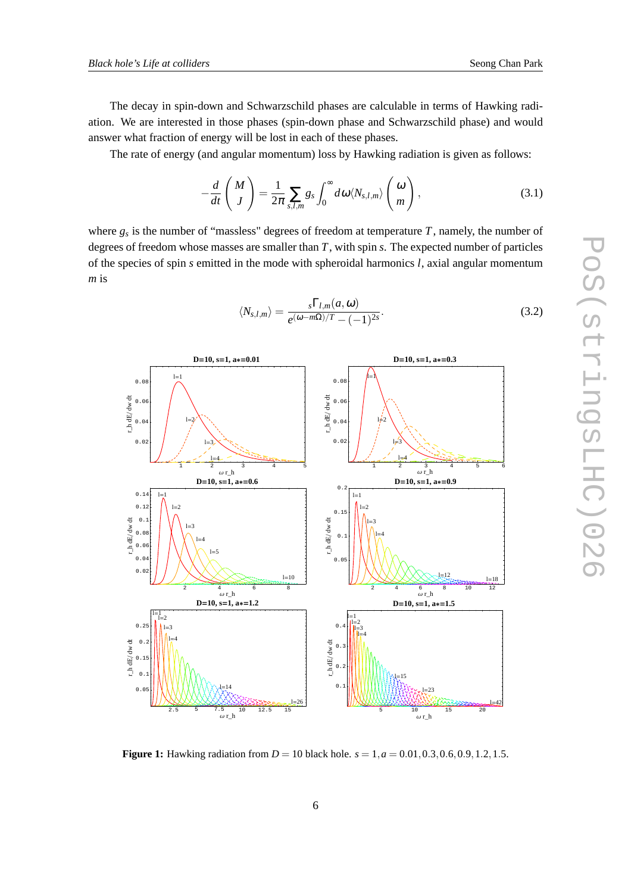The decay in spin-down and Schwarzschild phases are calculable in terms of Hawking radiation. We are interested in those phases (spin-down phase and Schwarzschild phase) and would answer what fraction of energy will be lost in each of these phases.

The rate of energy (and angular momentum) loss by Hawking radiation is given as follows:

$$-\frac{d}{dt}\begin{pmatrix} M \\ J \end{pmatrix} = \frac{1}{2\pi}\sum_{s,l,m} g_s \int_0^\infty d\omega \langle N_{s,l,m}\rangle \begin{pmatrix} \omega \\ m \end{pmatrix}, \tag{3.1}$$

where $g_s$ is the number of "massless" degrees of freedom at temperature $T$, namely, the number of degrees of freedom whose masses are smaller than $T$, with spin $s$. The expected number of particles of the species of spin $s$ emitted in the mode with spheroidal harmonics $l$, axial angular momentum $m$ is

$$\langle N_{s,l,m}\rangle = \frac{{}_s\Gamma_{l,m}(a,\omega)}{e^{(\omega - m\Omega)/T} - (-1)^{2s}}. \tag{3.2}$$

**Figure 1:** Hawking radiation from $D = 10$ black hole. $s = 1, a = 0.01, 0.3, 0.6, 0.9, 1.2, 1.5$.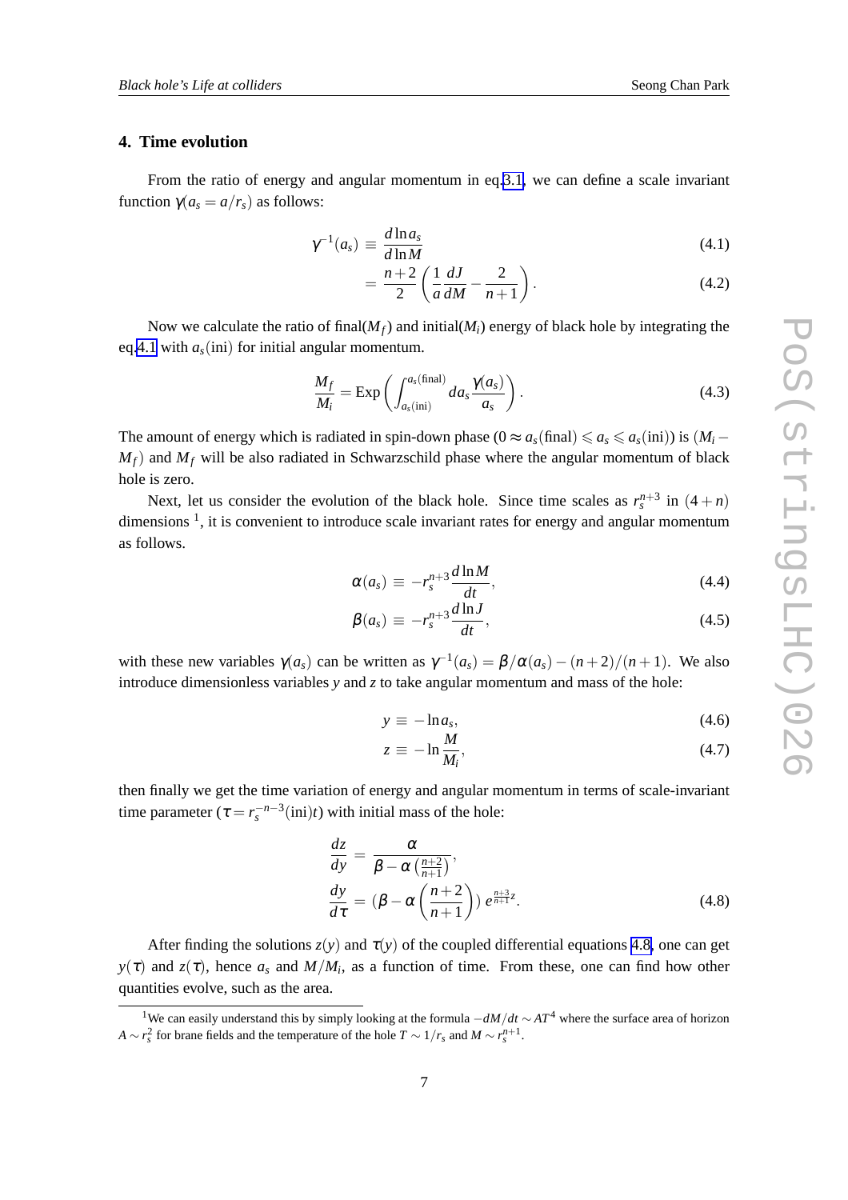## 4. Time evolution

From the ratio of energy and angular momentum in eq.3.1, we can define a scale invariant function $\gamma(a_s = a/r_s)$ as follows:

$$
\begin{aligned}
\gamma^{-1}(a_s) &\equiv \frac{d\ln a_s}{d\ln M} && (4.1)\\
&= \frac{n+2}{2}\left(\frac{1}{a}\frac{dJ}{dM} - \frac{2}{n+1}\right). && (4.2)
\end{aligned}
$$

Now we calculate the ratio of final($M_f$) and initial($M_i$) energy of black hole by integrating the eq.4.1 with $a_s(\text{ini})$ for initial angular momentum.

$$
\frac{M_f}{M_i} = \text{Exp}\left(\int_{a_s(\text{ini})}^{a_s(\text{final})} da_s \frac{\gamma(a_s)}{a_s}\right). \tag{4.3}
$$

The amount of energy which is radiated in spin-down phase ($0 \approx a_s(\text{final}) \leqslant a_s \leqslant a_s(\text{ini})$) is ($M_i - M_f$) and $M_f$ will be also radiated in Schwarzschild phase where the angular momentum of black hole is zero.

Next, let us consider the evolution of the black hole. Since time scales as $r_s^{n+3}$ in $(4+n)$ dimensions [1], it is convenient to introduce scale invariant rates for energy and angular momentum as follows.

$$
\begin{aligned}
\alpha(a_s) &\equiv -r_s^{n+3}\frac{d\ln M}{dt}, && (4.4)\\
\beta(a_s) &\equiv -r_s^{n+3}\frac{d\ln J}{dt}, && (4.5)
\end{aligned}
$$

with these new variables $\gamma(a_s)$ can be written as $\gamma^{-1}(a_s) = \beta/\alpha(a_s) - (n+2)/(n+1)$. We also introduce dimensionless variables $y$ and $z$ to take angular momentum and mass of the hole:

$$
\begin{aligned}
y &\equiv -\ln a_s, && (4.6)\\
z &\equiv -\ln\frac{M}{M_i}, && (4.7)
\end{aligned}
$$

then finally we get the time variation of energy and angular momentum in terms of scale-invariant time parameter ($\tau = r_s^{-n-3}(\text{ini})t$) with initial mass of the hole:

$$
\begin{aligned}
\frac{dz}{dy} &= \frac{\alpha}{\beta - \alpha\left(\frac{n+2}{n+1}\right)},\\
\frac{dy}{d\tau} &= \left(\beta - \alpha\left(\frac{n+2}{n+1}\right)\right) e^{\frac{n+3}{n+1}z}.
\end{aligned} \tag{4.8}
$$

After finding the solutions $z(y)$ and $\tau(y)$ of the coupled differential equations 4.8, one can get $y(\tau)$ and $z(\tau)$, hence $a_s$ and $M/M_i$, as a function of time. From these, one can find how other quantities evolve, such as the area.

---

[1] We can easily understand this by simply looking at the formula $-dM/dt \sim AT^4$ where the surface area of horizon $A \sim r_s^2$ for brane fields and the temperature of the hole $T \sim 1/r_s$ and $M \sim r_s^{n+1}$.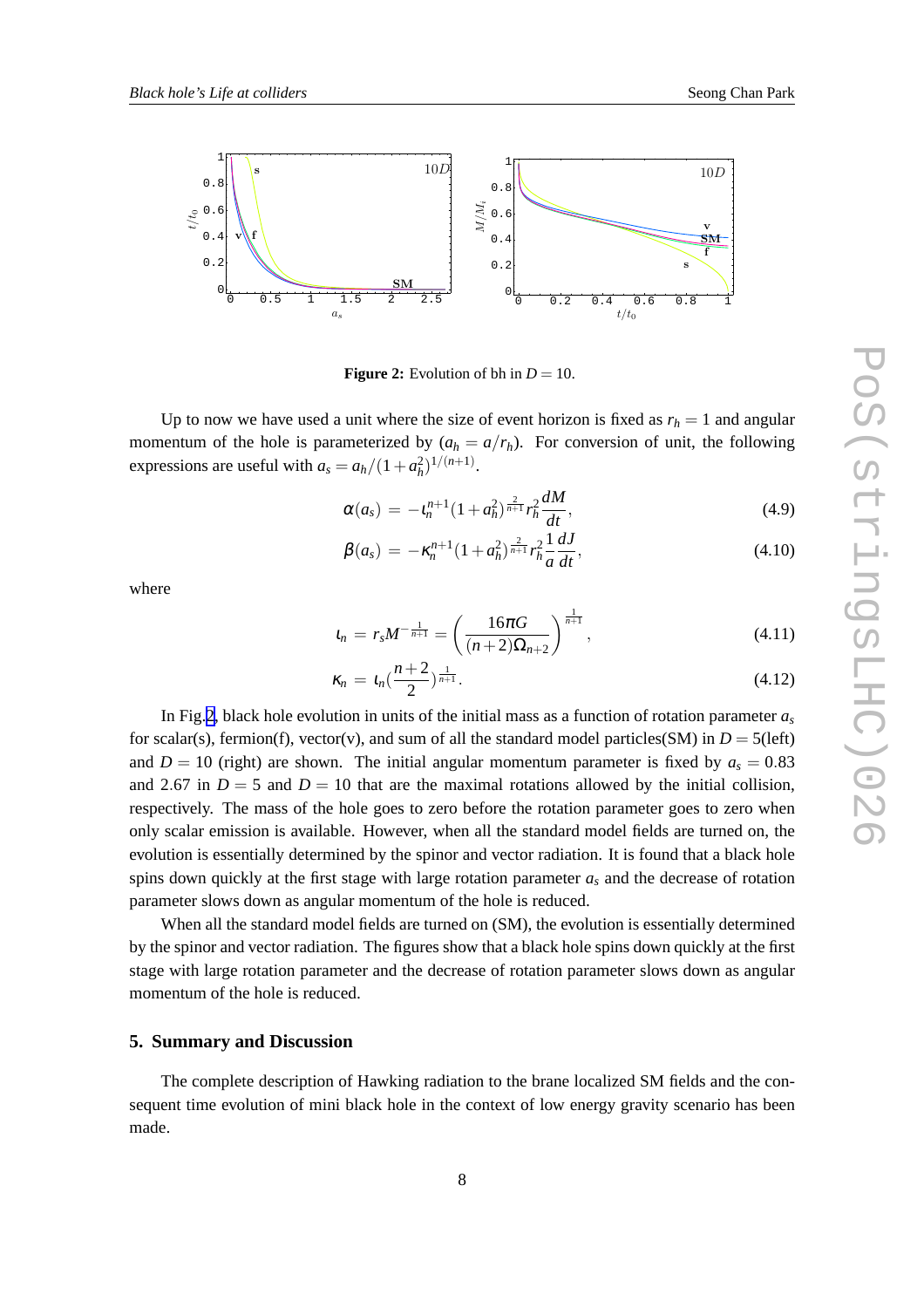**Figure 2:** Evolution of bh in $D = 10$.

Up to now we have used a unit where the size of event horizon is fixed as $r_h = 1$ and angular momentum of the hole is parameterized by ($a_h = a/r_h$). For conversion of unit, the following expressions are useful with $a_s = a_h/(1+a_h^2)^{1/(n+1)}$.

$$\alpha(a_s) = -\iota_n^{n+1}(1+a_h^2)^{\frac{2}{n+1}} r_h^2 \frac{dM}{dt}, \tag{4.9}$$

$$\beta(a_s) = -\kappa_n^{n+1}(1+a_h^2)^{\frac{2}{n+1}} r_h^2 \frac{1}{a}\frac{dJ}{dt}, \tag{4.10}$$

where

$$\iota_n = r_s M^{-\frac{1}{n+1}} = \left(\frac{16\pi G}{(n+2)\Omega_{n+2}}\right)^{\frac{1}{n+1}}, \tag{4.11}$$

$$\kappa_n = \iota_n \left(\frac{n+2}{2}\right)^{\frac{1}{n+1}}. \tag{4.12}$$

In Fig.2, black hole evolution in units of the initial mass as a function of rotation parameter $a_s$ for scalar(s), fermion(f), vector(v), and sum of all the standard model particles(SM) in $D = 5$(left) and $D = 10$ (right) are shown. The initial angular momentum parameter is fixed by $a_s = 0.83$ and $2.67$ in $D = 5$ and $D = 10$ that are the maximal rotations allowed by the initial collision, respectively. The mass of the hole goes to zero before the rotation parameter goes to zero when only scalar emission is available. However, when all the standard model fields are turned on, the evolution is essentially determined by the spinor and vector radiation. It is found that a black hole spins down quickly at the first stage with large rotation parameter $a_s$ and the decrease of rotation parameter slows down as angular momentum of the hole is reduced.

When all the standard model fields are turned on (SM), the evolution is essentially determined by the spinor and vector radiation. The figures show that a black hole spins down quickly at the first stage with large rotation parameter and the decrease of rotation parameter slows down as angular momentum of the hole is reduced.

## 5. Summary and Discussion

The complete description of Hawking radiation to the brane localized SM fields and the consequent time evolution of mini black hole in the context of low energy gravity scenario has been made.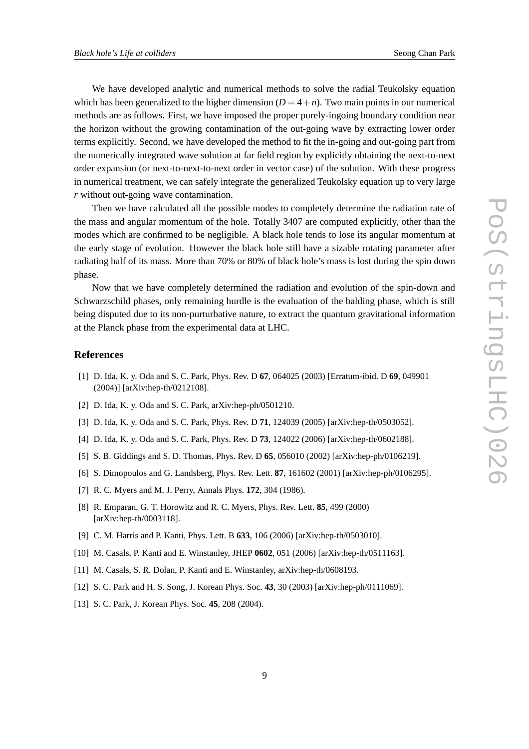We have developed analytic and numerical methods to solve the radial Teukolsky equation which has been generalized to the higher dimension ($D = 4+n$). Two main points in our numerical methods are as follows. First, we have imposed the proper purely-ingoing boundary condition near the horizon without the growing contamination of the out-going wave by extracting lower order terms explicitly. Second, we have developed the method to fit the in-going and out-going part from the numerically integrated wave solution at far field region by explicitly obtaining the next-to-next order expansion (or next-to-next-to-next order in vector case) of the solution. With these progress in numerical treatment, we can safely integrate the generalized Teukolsky equation up to very large $r$ without out-going wave contamination.

Then we have calculated all the possible modes to completely determine the radiation rate of the mass and angular momentum of the hole. Totally 3407 are computed explicitly, other than the modes which are confirmed to be negligible. A black hole tends to lose its angular momentum at the early stage of evolution. However the black hole still have a sizable rotating parameter after radiating half of its mass. More than 70% or 80% of black hole's mass is lost during the spin down phase.

Now that we have completely determined the radiation and evolution of the spin-down and Schwarzschild phases, only remaining hurdle is the evaluation of the balding phase, which is still being disputed due to its non-purturbative nature, to extract the quantum gravitational information at the Planck phase from the experimental data at LHC.

## References

[1] D. Ida, K. y. Oda and S. C. Park, Phys. Rev. D **67**, 064025 (2003) [Erratum-ibid. D **69**, 049901 (2004)] [arXiv:hep-th/0212108].

[2] D. Ida, K. y. Oda and S. C. Park, arXiv:hep-ph/0501210.

[3] D. Ida, K. y. Oda and S. C. Park, Phys. Rev. D **71**, 124039 (2005) [arXiv:hep-th/0503052].

[4] D. Ida, K. y. Oda and S. C. Park, Phys. Rev. D **73**, 124022 (2006) [arXiv:hep-th/0602188].

[5] S. B. Giddings and S. D. Thomas, Phys. Rev. D **65**, 056010 (2002) [arXiv:hep-ph/0106219].

[6] S. Dimopoulos and G. Landsberg, Phys. Rev. Lett. **87**, 161602 (2001) [arXiv:hep-ph/0106295].

[7] R. C. Myers and M. J. Perry, Annals Phys. **172**, 304 (1986).

[8] R. Emparan, G. T. Horowitz and R. C. Myers, Phys. Rev. Lett. **85**, 499 (2000) [arXiv:hep-th/0003118].

[9] C. M. Harris and P. Kanti, Phys. Lett. B **633**, 106 (2006) [arXiv:hep-th/0503010].

[10] M. Casals, P. Kanti and E. Winstanley, JHEP **0602**, 051 (2006) [arXiv:hep-th/0511163].

[11] M. Casals, S. R. Dolan, P. Kanti and E. Winstanley, arXiv:hep-th/0608193.

[12] S. C. Park and H. S. Song, J. Korean Phys. Soc. **43**, 30 (2003) [arXiv:hep-ph/0111069].

[13] S. C. Park, J. Korean Phys. Soc. **45**, 208 (2004).